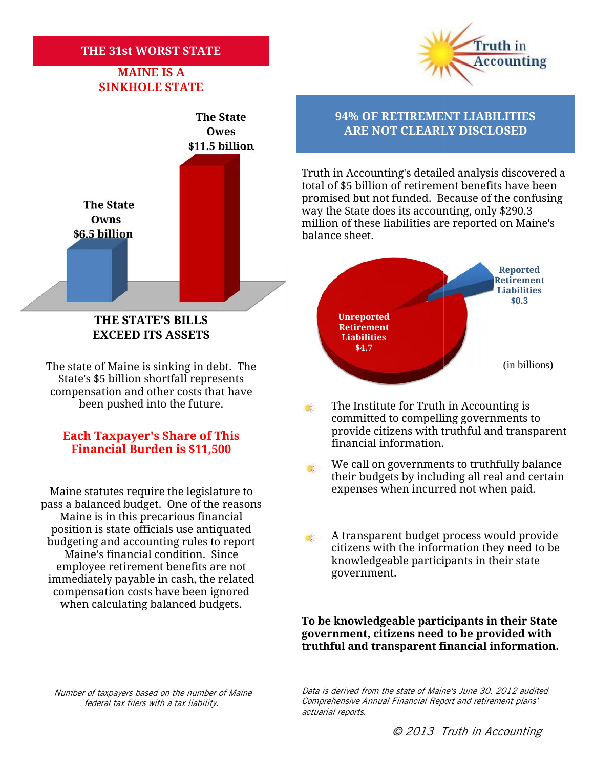# THE 31st WORST STATE

## MAINE IS A SINKHOLE STATE

The State Owes $11.5 billion

The State Owns $6.5 billion

**THE STATE'S BILLS EXCEED ITS ASSETS**

The state of Maine is sinking in debt. The State's $5 billion shortfall represents compensation and other costs that have been pushed into the future.

**Each Taxpayer's Share of This Financial Burden is $11,500**

Maine statutes require the legislature to pass a balanced budget. One of the reasons Maine is in this precarious financial position is state officials use antiquated budgeting and accounting rules to report Maine's financial condition. Since employee retirement benefits are not immediately payable in cash, the related compensation costs have been ignored when calculating balanced budgets.

*Number of taxpayers based on the number of Maine federal tax filers with a tax liability.*

Truth in Accounting

## 94% OF RETIREMENT LIABILITIES ARE NOT CLEARLY DISCLOSED

Truth in Accounting's detailed analysis discovered a total of $5 billion of retirement benefits have been promised but not funded. Because of the confusing way the State does its accounting, only $290.3 million of these liabilities are reported on Maine's balance sheet.

Reported Retirement Liabilities $0.3

Unreported Retirement Liabilities $4.7

(in billions)

- The Institute for Truth in Accounting is committed to compelling governments to provide citizens with truthful and transparent financial information.
- We call on governments to truthfully balance their budgets by including all real and certain expenses when incurred not when paid.
- A transparent budget process would provide citizens with the information they need to be knowledgeable participants in their state government.

**To be knowledgeable participants in their State government, citizens need to be provided with truthful and transparent financial information.**

*Data is derived from the state of Maine's June 30, 2012 audited Comprehensive Annual Financial Report and retirement plans' actuarial reports.*

*© 2013 Truth in Accounting*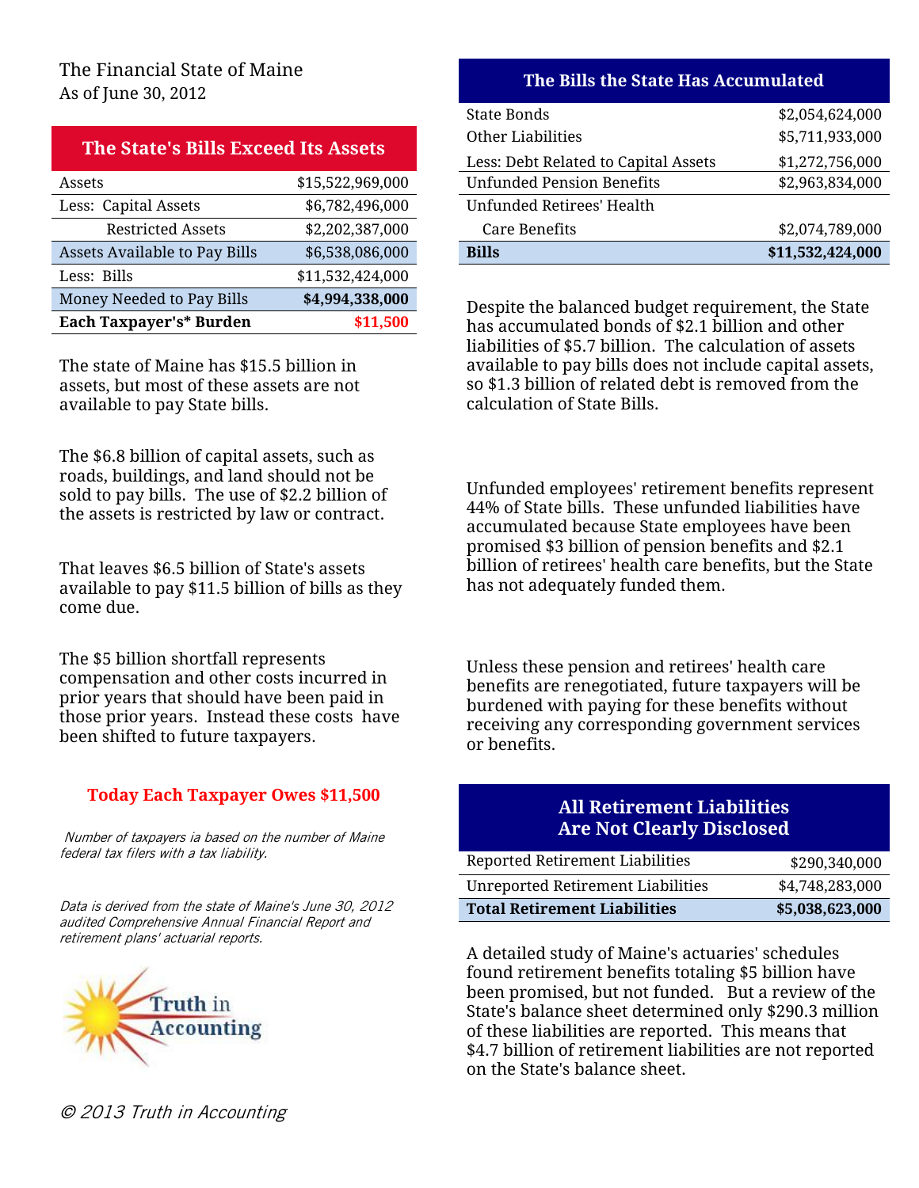# The Financial State of Maine

As of June 30, 2012

## The State's Bills Exceed Its Assets

| | |
|---|---|
| Assets | $15,522,969,000 |
| Less: Capital Assets | $6,782,496,000 |
| Restricted Assets | $2,202,387,000 |
| Assets Available to Pay Bills | $6,538,086,000 |
| Less: Bills | $11,532,424,000 |
| Money Needed to Pay Bills | **$4,994,338,000** |
| **Each Taxpayer's* Burden** | **$11,500** |

The state of Maine has $15.5 billion in assets, but most of these assets are not available to pay State bills.

The $6.8 billion of capital assets, such as roads, buildings, and land should not be sold to pay bills. The use of $2.2 billion of the assets is restricted by law or contract.

That leaves $6.5 billion of State's assets available to pay $11.5 billion of bills as they come due.

The $5 billion shortfall represents compensation and other costs incurred in prior years that should have been paid in those prior years. Instead these costs have been shifted to future taxpayers.

**Today Each Taxpayer Owes $11,500**

*Number of taxpayers ia based on the number of Maine federal tax filers with a tax liability.*

*Data is derived from the state of Maine's June 30, 2012 audited Comprehensive Annual Financial Report and retirement plans' actuarial reports.*

Truth in Accounting

*© 2013 Truth in Accounting*

## The Bills the State Has Accumulated

| | |
|---|---|
| State Bonds | $2,054,624,000 |
| Other Liabilities | $5,711,933,000 |
| Less: Debt Related to Capital Assets | $1,272,756,000 |
| Unfunded Pension Benefits | $2,963,834,000 |
| Unfunded Retirees' Health Care Benefits | $2,074,789,000 |
| **Bills** | **$11,532,424,000** |

Despite the balanced budget requirement, the State has accumulated bonds of $2.1 billion and other liabilities of $5.7 billion. The calculation of assets available to pay bills does not include capital assets, so $1.3 billion of related debt is removed from the calculation of State Bills.

Unfunded employees' retirement benefits represent 44% of State bills. These unfunded liabilities have accumulated because State employees have been promised $3 billion of pension benefits and $2.1 billion of retirees' health care benefits, but the State has not adequately funded them.

Unless these pension and retirees' health care benefits are renegotiated, future taxpayers will be burdened with paying for these benefits without receiving any corresponding government services or benefits.

## All Retirement Liabilities Are Not Clearly Disclosed

| | |
|---|---|
| Reported Retirement Liabilities | $290,340,000 |
| Unreported Retirement Liabilities | $4,748,283,000 |
| **Total Retirement Liabilities** | **$5,038,623,000** |

A detailed study of Maine's actuaries' schedules found retirement benefits totaling $5 billion have been promised, but not funded. But a review of the State's balance sheet determined only $290.3 million of these liabilities are reported. This means that $4.7 billion of retirement liabilities are not reported on the State's balance sheet.